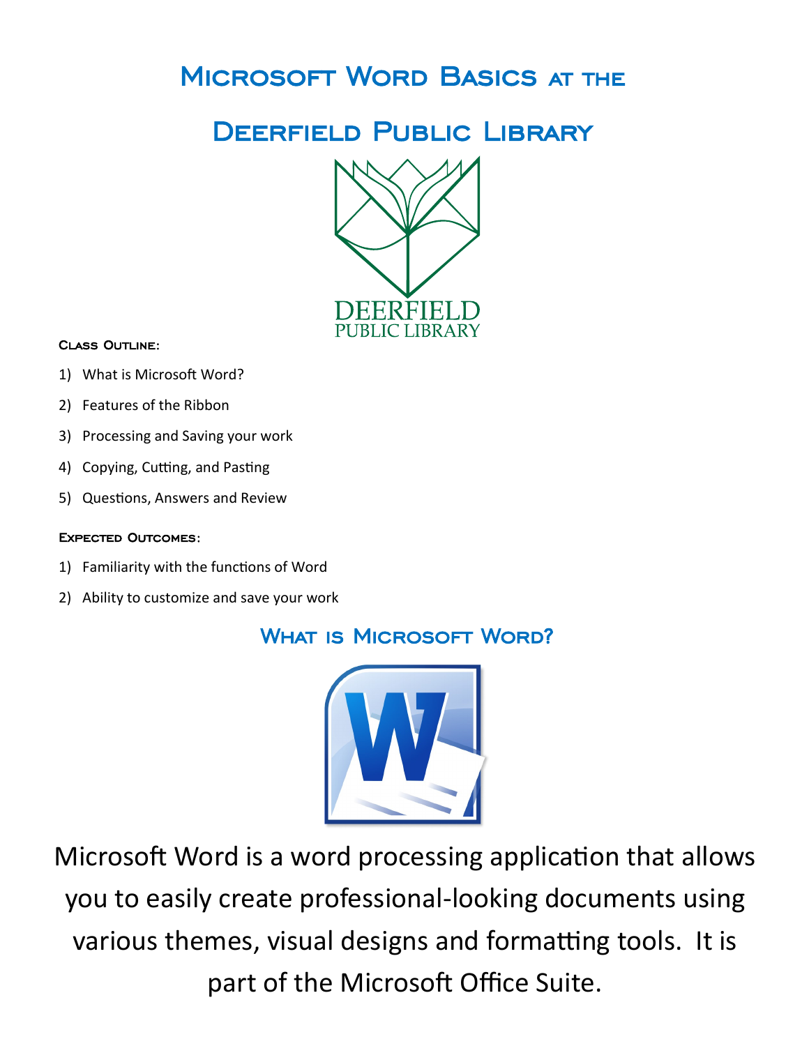# Microsoft Word Basics at the Deerfield Public Library

DEERFIELD
PUBLIC LIBRARY

#### Class Outline:

1) What is Microsoft Word?
2) Features of the Ribbon
3) Processing and Saving your work
4) Copying, Cutting, and Pasting
5) Questions, Answers and Review

#### Expected Outcomes:

1) Familiarity with the functions of Word
2) Ability to customize and save your work

## What is Microsoft Word?

Microsoft Word is a word processing application that allows you to easily create professional-looking documents using various themes, visual designs and formatting tools. It is part of the Microsoft Office Suite.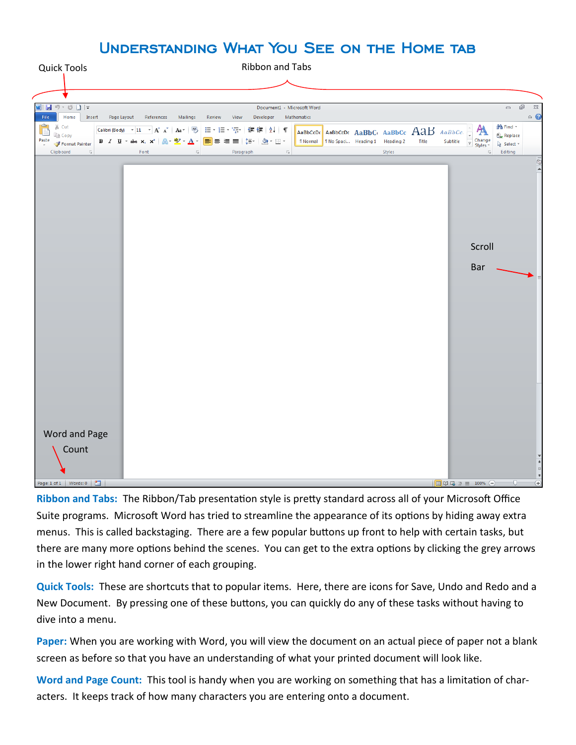# Understanding What You See on the Home tab

Quick Tools

Ribbon and Tabs

Scroll Bar

Word and Page Count

**Ribbon and Tabs:** The Ribbon/Tab presentation style is pretty standard across all of your Microsoft Office Suite programs. Microsoft Word has tried to streamline the appearance of its options by hiding away extra menus. This is called backstaging. There are a few popular buttons up front to help with certain tasks, but there are many more options behind the scenes. You can get to the extra options by clicking the grey arrows in the lower right hand corner of each grouping.

**Quick Tools:** These are shortcuts that to popular items. Here, there are icons for Save, Undo and Redo and a New Document. By pressing one of these buttons, you can quickly do any of these tasks without having to dive into a menu.

**Paper:** When you are working with Word, you will view the document on an actual piece of paper not a blank screen as before so that you have an understanding of what your printed document will look like.

**Word and Page Count:** This tool is handy when you are working on something that has a limitation of characters. It keeps track of how many characters you are entering onto a document.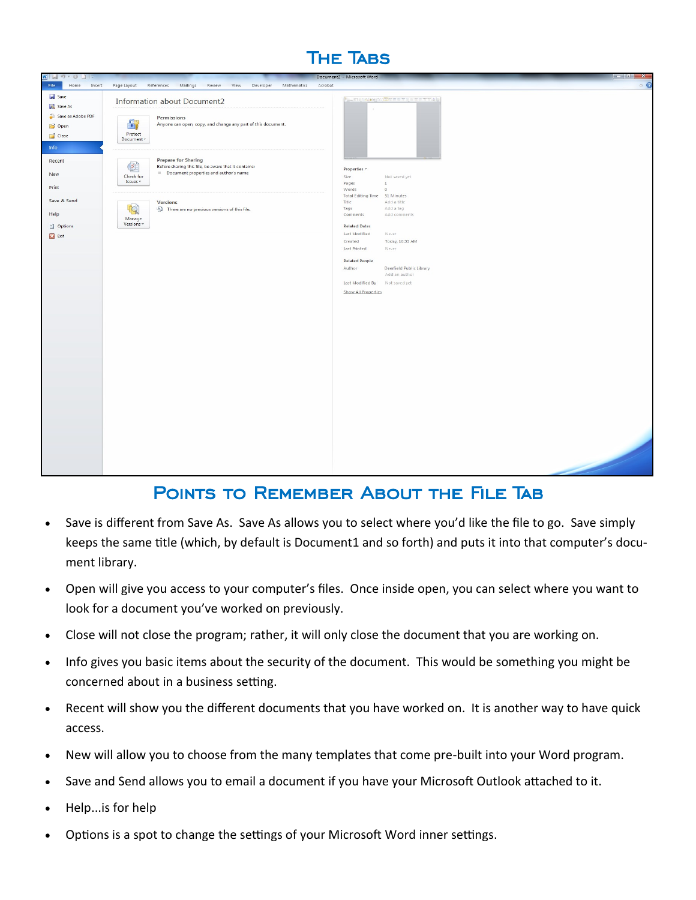## The Tabs

## Points to Remember About the File Tab

- Save is different from Save As. Save As allows you to select where you'd like the file to go. Save simply keeps the same title (which, by default is Document1 and so forth) and puts it into that computer's document library.
- Open will give you access to your computer's files. Once inside open, you can select where you want to look for a document you've worked on previously.
- Close will not close the program; rather, it will only close the document that you are working on.
- Info gives you basic items about the security of the document. This would be something you might be concerned about in a business setting.
- Recent will show you the different documents that you have worked on. It is another way to have quick access.
- New will allow you to choose from the many templates that come pre-built into your Word program.
- Save and Send allows you to email a document if you have your Microsoft Outlook attached to it.
- Help...is for help
- Options is a spot to change the settings of your Microsoft Word inner settings.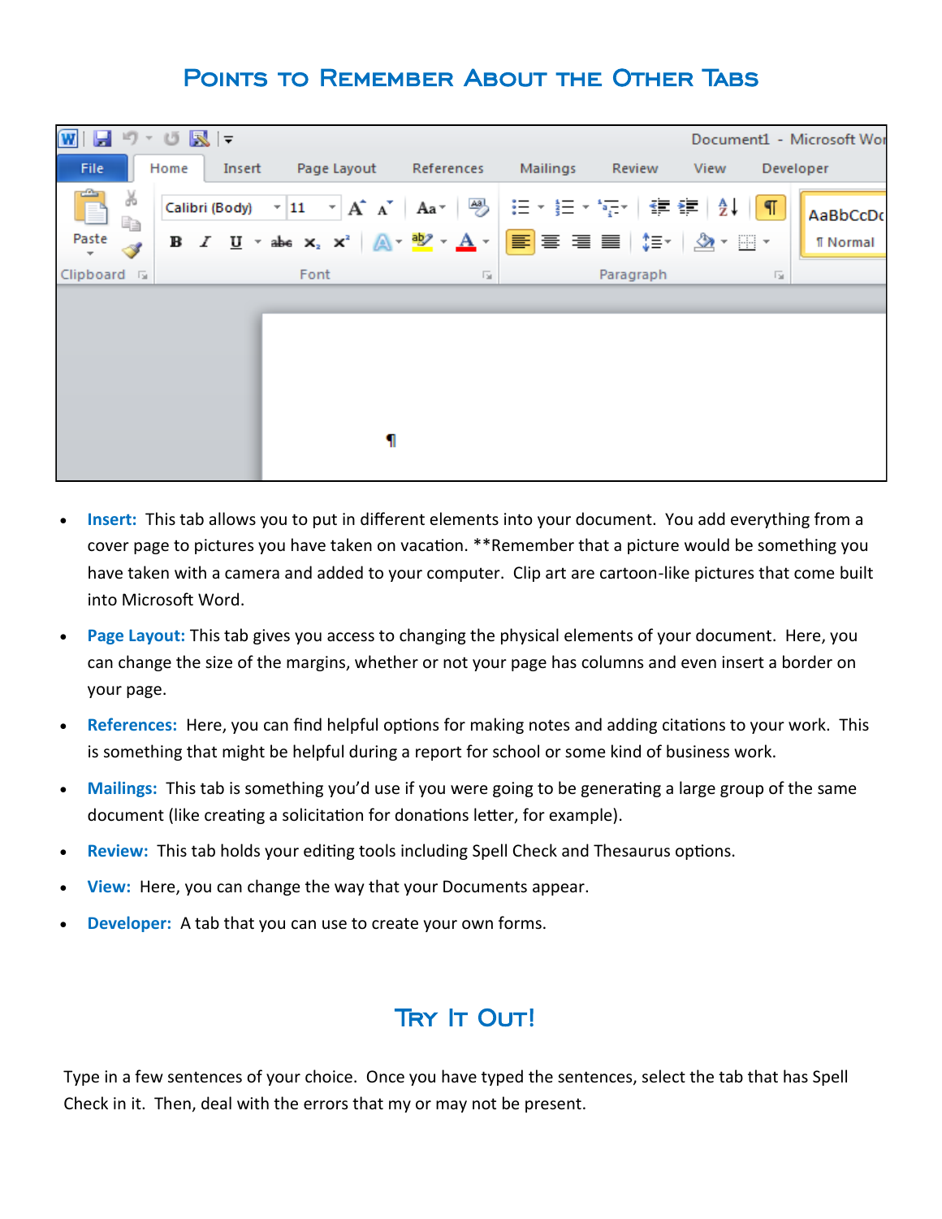## Points to Remember About the Other Tabs

- **Insert:** This tab allows you to put in different elements into your document. You add everything from a cover page to pictures you have taken on vacation. **Remember that a picture would be something you have taken with a camera and added to your computer. Clip art are cartoon-like pictures that come built into Microsoft Word.
- **Page Layout:** This tab gives you access to changing the physical elements of your document. Here, you can change the size of the margins, whether or not your page has columns and even insert a border on your page.
- **References:** Here, you can find helpful options for making notes and adding citations to your work. This is something that might be helpful during a report for school or some kind of business work.
- **Mailings:** This tab is something you'd use if you were going to be generating a large group of the same document (like creating a solicitation for donations letter, for example).
- **Review:** This tab holds your editing tools including Spell Check and Thesaurus options.
- **View:** Here, you can change the way that your Documents appear.
- **Developer:** A tab that you can use to create your own forms.

## Try It Out!

Type in a few sentences of your choice. Once you have typed the sentences, select the tab that has Spell Check in it. Then, deal with the errors that my or may not be present.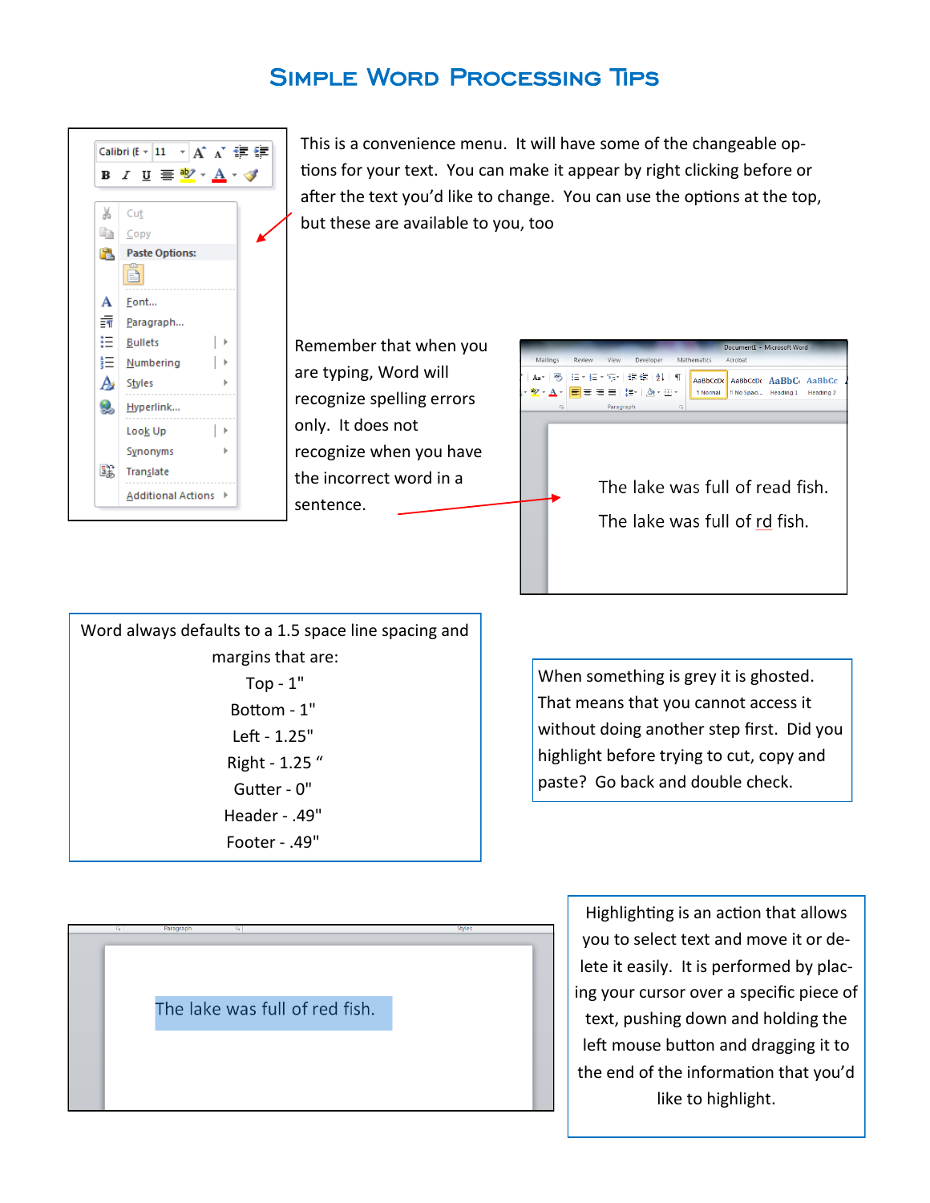# Simple Word Processing Tips

This is a convenience menu. It will have some of the changeable options for your text. You can make it appear by right clicking before or after the text you'd like to change. You can use the options at the top, but these are available to you, too

Remember that when you are typing, Word will recognize spelling errors only. It does not recognize when you have the incorrect word in a sentence.

The lake was full of read fish.

The lake was full of rd fish.

Word always defaults to a 1.5 space line spacing and margins that are:

Top - 1"

Bottom - 1"

Left - 1.25"

Right - 1.25 "

Gutter - 0"

Header - .49"

Footer - .49"

When something is grey it is ghosted. That means that you cannot access it without doing another step first. Did you highlight before trying to cut, copy and paste? Go back and double check.

The lake was full of red fish.

Highlighting is an action that allows you to select text and move it or delete it easily. It is performed by placing your cursor over a specific piece of text, pushing down and holding the left mouse button and dragging it to the end of the information that you'd like to highlight.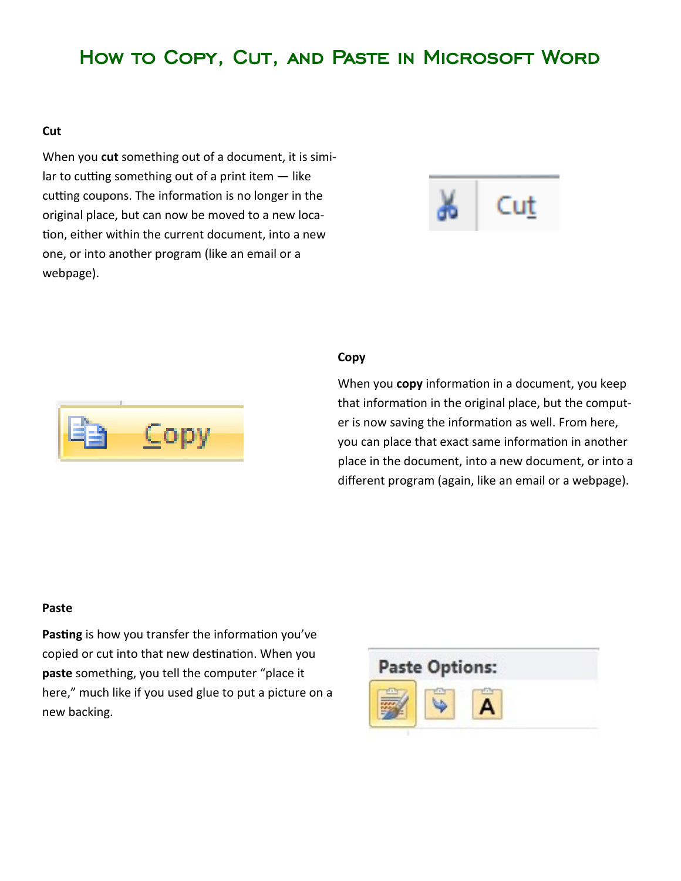# How to Copy, Cut, and Paste in Microsoft Word

**Cut**

When you **cut** something out of a document, it is similar to cutting something out of a print item — like cutting coupons. The information is no longer in the original place, but can now be moved to a new location, either within the current document, into a new one, or into another program (like an email or a webpage).

**Copy**

When you **copy** information in a document, you keep that information in the original place, but the computer is now saving the information as well. From here, you can place that exact same information in another place in the document, into a new document, or into a different program (again, like an email or a webpage).

**Paste**

**Pasting** is how you transfer the information you've copied or cut into that new destination. When you **paste** something, you tell the computer "place it here," much like if you used glue to put a picture on a new backing.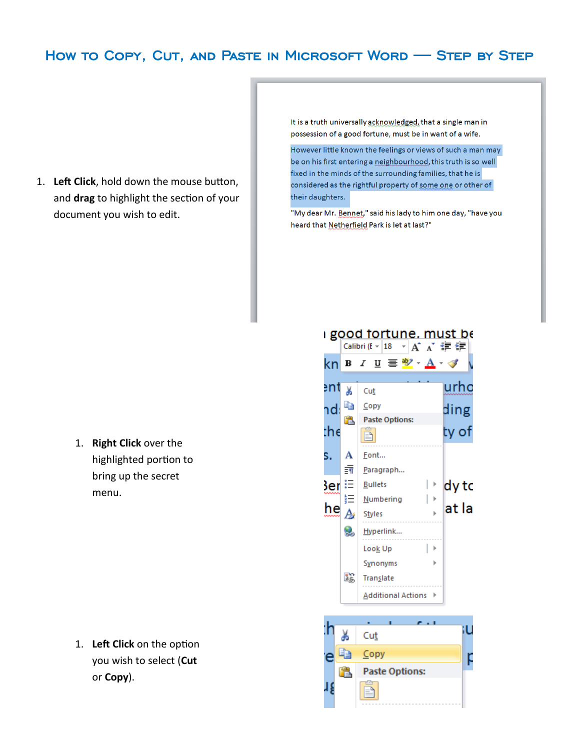# How to Copy, Cut, and Paste in Microsoft Word — Step by Step

1. **Left Click**, hold down the mouse button, and **drag** to highlight the section of your document you wish to edit.

1. **Right Click** over the highlighted portion to bring up the secret menu.

1. **Left Click** on the option you wish to select (**Cut** or **Copy**).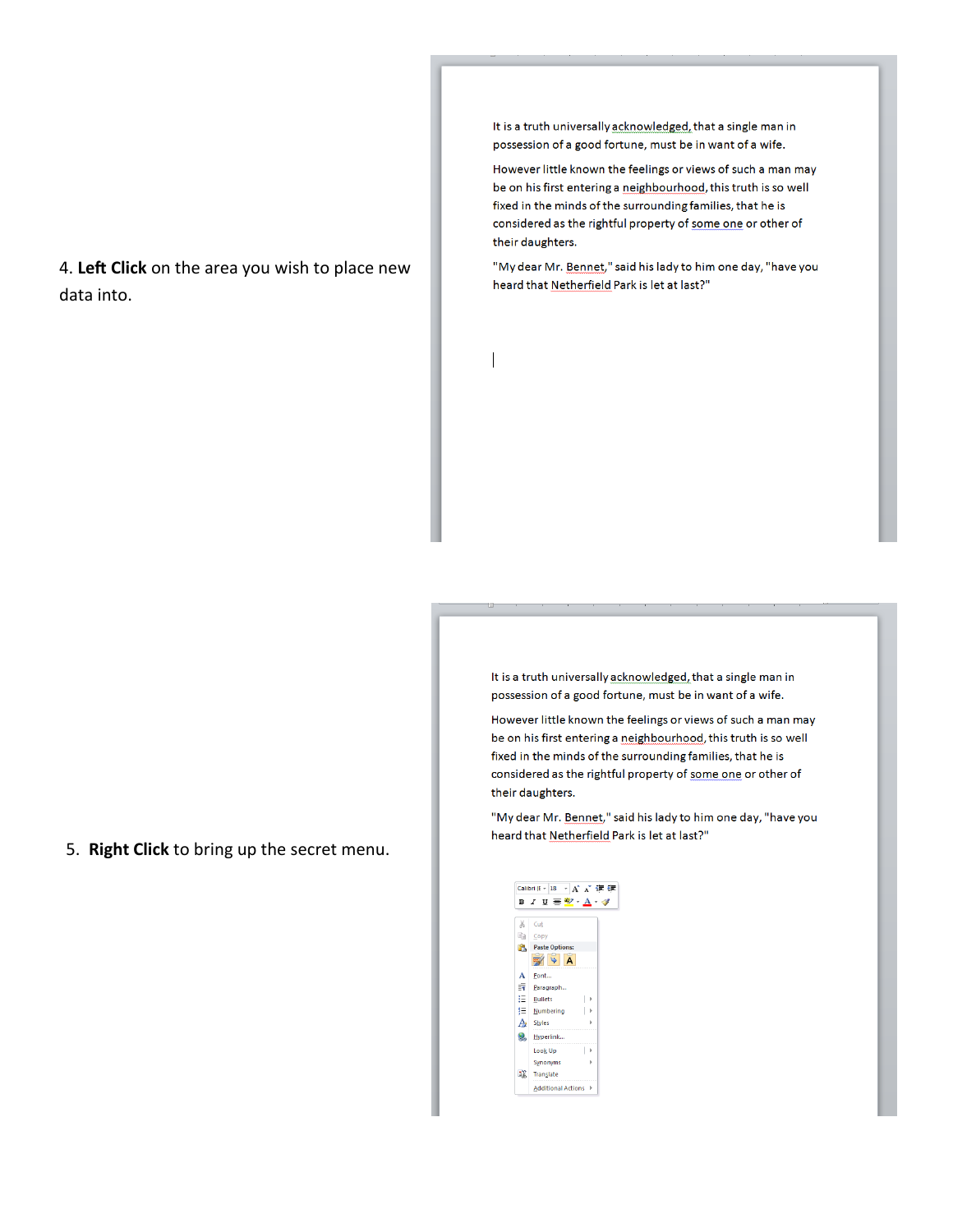4. **Left Click** on the area you wish to place new data into.

It is a truth universally acknowledged, that a single man in possession of a good fortune, must be in want of a wife.

However little known the feelings or views of such a man may be on his first entering a neighbourhood, this truth is so well fixed in the minds of the surrounding families, that he is considered as the rightful property of some one or other of their daughters.

"My dear Mr. Bennet," said his lady to him one day, "have you heard that Netherfield Park is let at last?"

5. **Right Click** to bring up the secret menu.

It is a truth universally acknowledged, that a single man in possession of a good fortune, must be in want of a wife.

However little known the feelings or views of such a man may be on his first entering a neighbourhood, this truth is so well fixed in the minds of the surrounding families, that he is considered as the rightful property of some one or other of their daughters.

"My dear Mr. Bennet," said his lady to him one day, "have you heard that Netherfield Park is let at last?"

Cut
Copy
Paste Options:
Font...
Paragraph...
Bullets
Numbering
Styles
Hyperlink...
Look Up
Synonyms
Translate
Additional Actions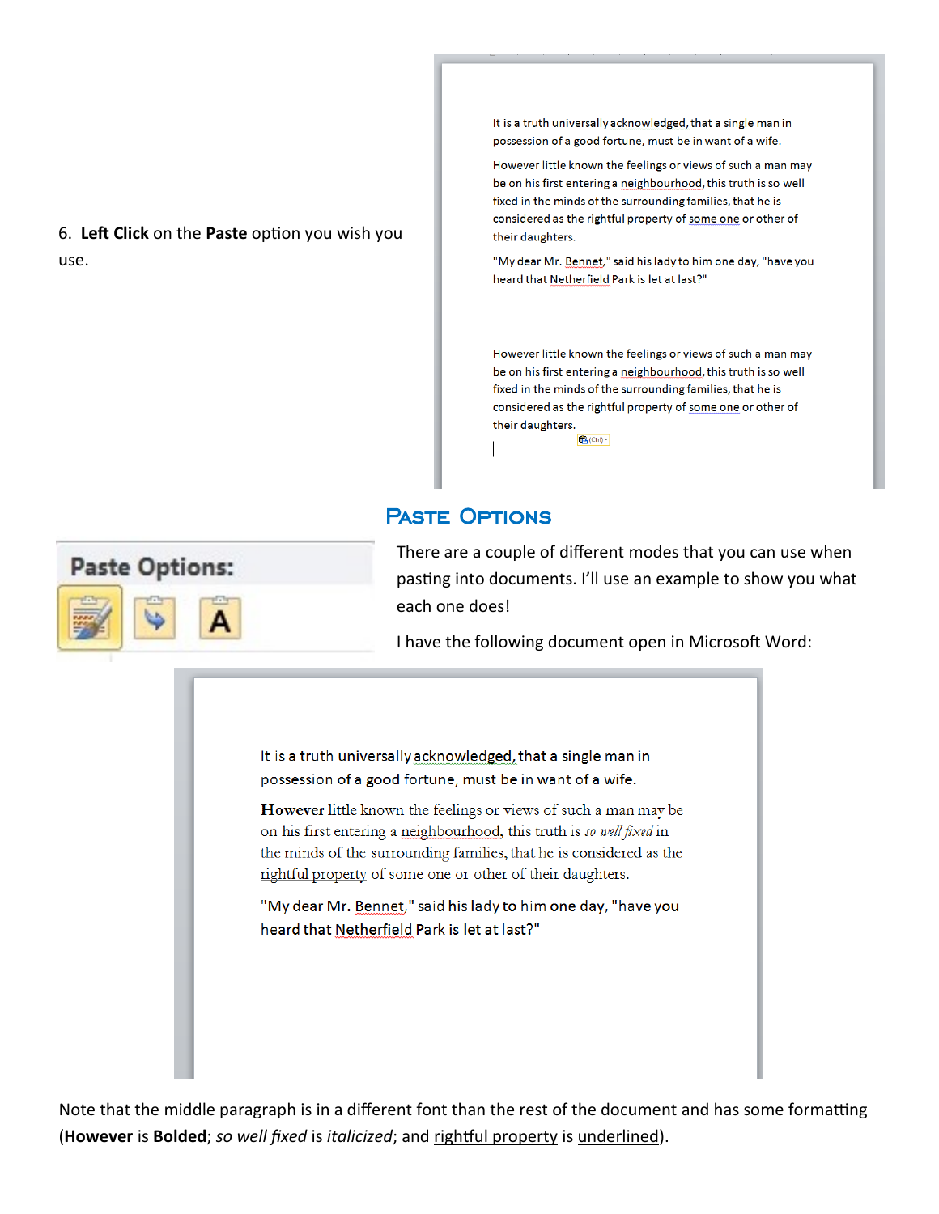6. **Left Click** on the **Paste** option you wish you use.

It is a truth universally acknowledged, that a single man in possession of a good fortune, must be in want of a wife.

However little known the feelings or views of such a man may be on his first entering a neighbourhood, this truth is so well fixed in the minds of the surrounding families, that he is considered as the rightful property of some one or other of their daughters.

"My dear Mr. Bennet," said his lady to him one day, "have you heard that Netherfield Park is let at last?"

However little known the feelings or views of such a man may be on his first entering a neighbourhood, this truth is so well fixed in the minds of the surrounding families, that he is considered as the rightful property of some one or other of their daughters.

## Paste Options

Paste Options:

There are a couple of different modes that you can use when pasting into documents. I'll use an example to show you what each one does!

I have the following document open in Microsoft Word:

It is a truth universally acknowledged, that a single man in possession of a good fortune, must be in want of a wife.

**However** little known the feelings or views of such a man may be on his first entering a neighbourhood, this truth is *so well fixed* in the minds of the surrounding families, that he is considered as the rightful property of some one or other of their daughters.

"My dear Mr. Bennet," said his lady to him one day, "have you heard that Netherfield Park is let at last?"

Note that the middle paragraph is in a different font than the rest of the document and has some formatting (**However** is **Bolded**; *so well fixed* is *italicized*; and <u>rightful property</u> is <u>underlined</u>).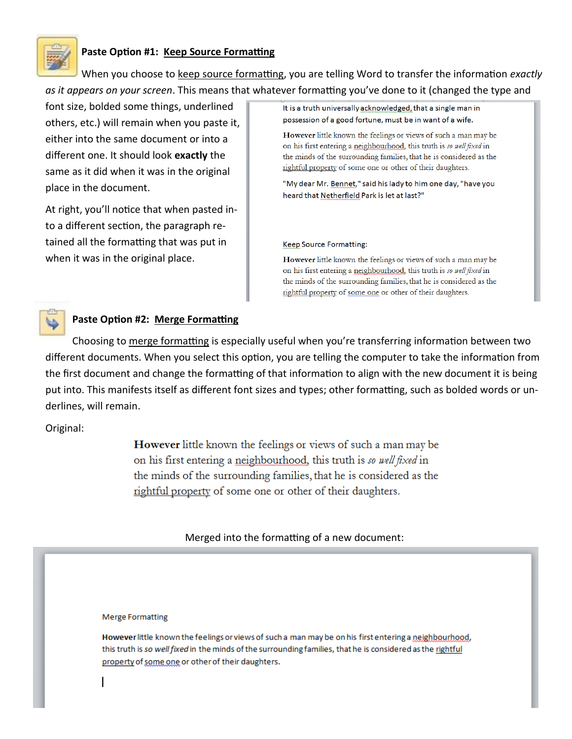**Paste Option #1: Keep Source Formatting**

When you choose to keep source formatting, you are telling Word to transfer the information *exactly as it appears on your screen*. This means that whatever formatting you've done to it (changed the type and font size, bolded some things, underlined others, etc.) will remain when you paste it, either into the same document or into a different one. It should look **exactly** the same as it did when it was in the original place in the document.

At right, you'll notice that when pasted into a different section, the paragraph retained all the formatting that was put in when it was in the original place.

It is a truth universally acknowledged, that a single man in possession of a good fortune, must be in want of a wife.

**However** little known the feelings or views of such a man may be on his first entering a neighbourhood, this truth is *so well fixed* in the minds of the surrounding families, that he is considered as the rightful property of some one or other of their daughters.

"My dear Mr. Bennet," said his lady to him one day, "have you heard that Netherfield Park is let at last?"

Keep Source Formatting:

**However** little known the feelings or views of such a man may be on his first entering a neighbourhood, this truth is *so well fixed* in the minds of the surrounding families, that he is considered as the rightful property of some one or other of their daughters.

**Paste Option #2: Merge Formatting**

Choosing to merge formatting is especially useful when you're transferring information between two different documents. When you select this option, you are telling the computer to take the information from the first document and change the formatting of that information to align with the new document it is being put into. This manifests itself as different font sizes and types; other formatting, such as bolded words or underlines, will remain.

Original:

**However** little known the feelings or views of such a man may be on his first entering a neighbourhood, this truth is *so well fixed* in the minds of the surrounding families, that he is considered as the rightful property of some one or other of their daughters.

Merged into the formatting of a new document:

Merge Formatting

**However** little known the feelings or views of such a man may be on his first entering a neighbourhood, this truth is *so well fixed* in the minds of the surrounding families, that he is considered as the rightful property of some one or other of their daughters.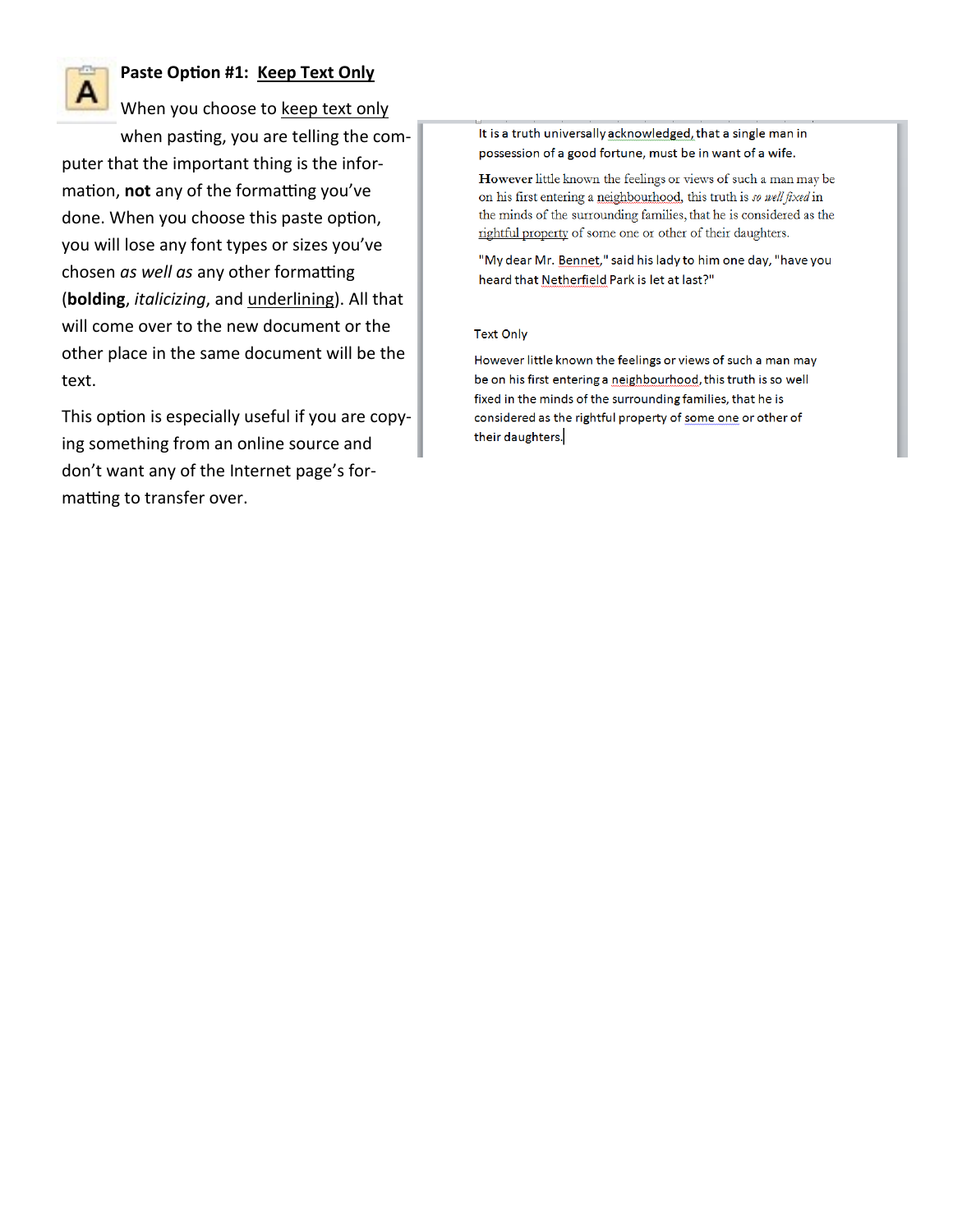**Paste Option #1: Keep Text Only**

When you choose to keep text only when pasting, you are telling the computer that the important thing is the information, **not** any of the formatting you've done. When you choose this paste option, you will lose any font types or sizes you've chosen *as well as* any other formatting (**bolding**, *italicizing*, and underlining). All that will come over to the new document or the other place in the same document will be the text.

This option is especially useful if you are copying something from an online source and don't want any of the Internet page's formatting to transfer over.

It is a truth universally acknowledged, that a single man in possession of a good fortune, must be in want of a wife.

**However** little known the feelings or views of such a man may be on his first entering a neighbourhood, this truth is *so well fixed* in the minds of the surrounding families, that he is considered as the rightful property of some one or other of their daughters.

"My dear Mr. Bennet," said his lady to him one day, "have you heard that Netherfield Park is let at last?"

Text Only

However little known the feelings or views of such a man may be on his first entering a neighbourhood, this truth is so well fixed in the minds of the surrounding families, that he is considered as the rightful property of some one or other of their daughters.